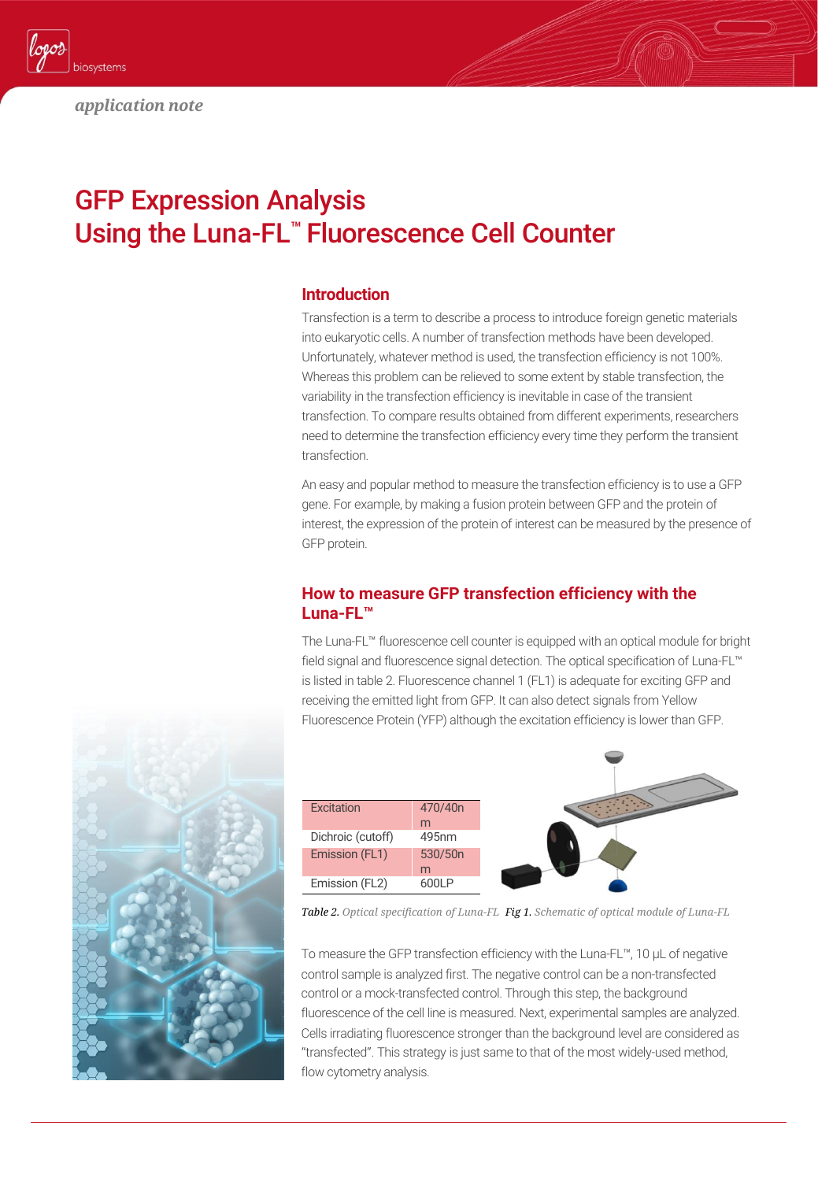*application note*

# GFP Expression Analysis Using the Luna-FL™ Fluorescence Cell Counter

## Introduction

Transfection is a term to describe a process to introduce foreign genetic materials into eukaryotic cells. A number of transfection methods have been developed. Unfortunately, whatever method is used, the transfection efficiency is not 100%. Whereas this problem can be relieved to some extent by stable transfection, the variability in the transfection efficiency is inevitable in case of the transient transfection. To compare results obtained from different experiments, researchers need to determine the transfection efficiency every time they perform the transient transfection.

An easy and popular method to measure the transfection efficiency is to use a GFP gene. For example, by making a fusion protein between GFP and the protein of interest, the expression of the protein of interest can be measured by the presence of GFP protein.

## How to measure GFP transfection efficiency with the Luna-FL™

The Luna-FL™ fluorescence cell counter is equipped with an optical module for bright field signal and fluorescence signal detection. The optical specification of Luna-FL™ is listed in table 2. Fluorescence channel 1 (FL1) is adequate for exciting GFP and receiving the emitted light from GFP. It can also detect signals from Yellow Fluorescence Protein (YFP) although the excitation efficiency is lower than GFP.

| | |
|---|---|
| Excitation | 470/40nm |
| Dichroic (cutoff) | 495nm |
| Emission (FL1) | 530/50nm |
| Emission (FL2) | 600LP |

*Table 2.* Optical specification of Luna-FL

*Fig 1.* Schematic of optical module of Luna-FL

To measure the GFP transfection efficiency with the Luna-FL™, 10 μL of negative control sample is analyzed first. The negative control can be a non-transfected control or a mock-transfected control. Through this step, the background fluorescence of the cell line is measured. Next, experimental samples are analyzed. Cells irradiating fluorescence stronger than the background level are considered as "transfected". This strategy is just same to that of the most widely-used method, flow cytometry analysis.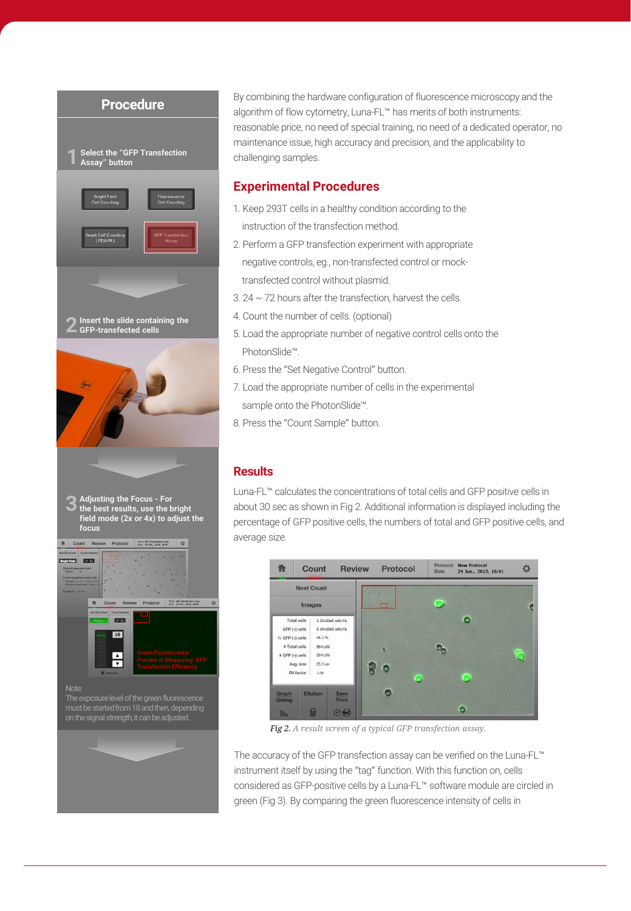## Procedure

**1** Select the "GFP Transfection Assay" button

**2** Insert the slide containing the GFP-transfected cells

**3** Adjusting the Focus - For the best results, use the bright field mode (2x or 4x) to adjust the focus

Note:
The exposure level of the green fluorescence must be started from 18 and then, depending on the signal strength, it can be adjusted.

By combining the hardware configuration of fluorescence microscopy and the algorithm of flow cytometry, Luna-FL™ has merits of both instruments: reasonable price, no need of special training, no need of a dedicated operator, no maintenance issue, high accuracy and precision, and the applicability to challenging samples.

## Experimental Procedures

1. Keep 293T cells in a healthy condition according to the instruction of the transfection method.
2. Perform a GFP transfection experiment with appropriate negative controls, eg., non-transfected control or mock-transfected control without plasmid.
3. 24 ~ 72 hours after the transfection, harvest the cells.
4. Count the number of cells. (optional)
5. Load the appropriate number of negative control cells onto the PhotonSlide™.
6. Press the "Set Negative Control" button.
7. Load the appropriate number of cells in the experimental sample onto the PhotonSlide™.
8. Press the "Count Sample" button.

## Results

Luna-FL™ calculates the concentrations of total cells and GFP positive cells in about 30 sec as shown in Fig 2. Additional information is displayed including the percentage of GFP positive cells, the numbers of total and GFP positive cells, and average size.

*Fig 2. A result screen of a typical GFP transfection assay.*

The accuracy of the GFP transfection assay can be verified on the Luna-FL™ instrument itself by using the "tag" function. With this function on, cells considered as GFP-positive cells by a Luna-FL™ software module are circled in green (Fig 3). By comparing the green fluorescence intensity of cells in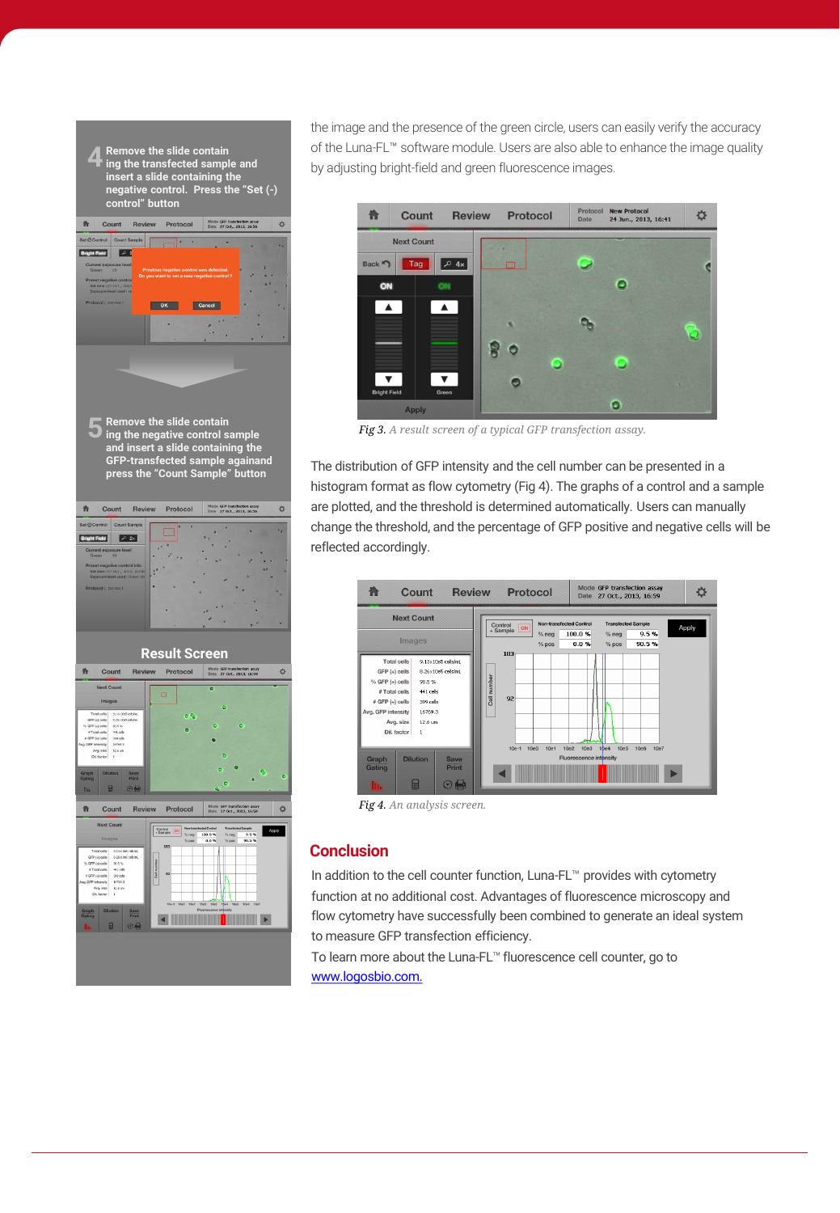**4** Remove the slide containing the transfected sample and insert a slide containing the negative control. Press the "Set (-) control" button

**5** Remove the slide containing the negative control sample and insert a slide containing the GFP-transfected sample againand press the "Count Sample" button

**Result Screen**

the image and the presence of the green circle, users can easily verify the accuracy of the Luna-FL™ software module. Users are also able to enhance the image quality by adjusting bright-field and green fluorescence images.

*Fig 3. A result screen of a typical GFP transfection assay.*

The distribution of GFP intensity and the cell number can be presented in a histogram format as flow cytometry (Fig 4). The graphs of a control and a sample are plotted, and the threshold is determined automatically. Users can manually change the threshold, and the percentage of GFP positive and negative cells will be reflected accordingly.

*Fig 4. An analysis screen.*

## Conclusion

In addition to the cell counter function, Luna-FL™ provides with cytometry function at no additional cost. Advantages of fluorescence microscopy and flow cytometry have successfully been combined to generate an ideal system to measure GFP transfection efficiency.

To learn more about the Luna-FL™ fluorescence cell counter, go to www.logosbio.com.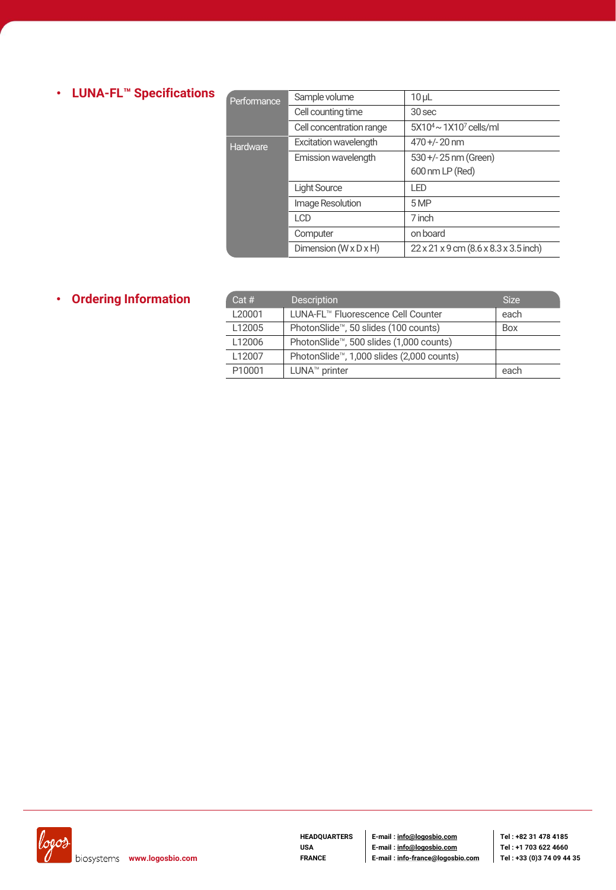## LUNA-FL™ Specifications

| | | |
|---|---|---|
| Performance | Sample volume | 10 µL |
| | Cell counting time | 30 sec |
| | Cell concentration range | $5X10^4$ ~ $1X10^7$ cells/ml |
| Hardware | Excitation wavelength | 470 +/- 20 nm |
| | Emission wavelength | 530 +/- 25 nm (Green)<br>600 nm LP (Red) |
| | Light Source | LED |
| | Image Resolution | 5 MP |
| | LCD | 7 inch |
| | Computer | on board |
| | Dimension (W x D x H) | 22 x 21 x 9 cm (8.6 x 8.3 x 3.5 inch) |

## Ordering Information

| Cat # | Description | Size |
|---|---|---|
| L20001 | LUNA-FL™ Fluorescence Cell Counter | each |
| L12005 | PhotonSlide™, 50 slides (100 counts) | Box |
| L12006 | PhotonSlide™, 500 slides (1,000 counts) | |
| L12007 | PhotonSlide™, 1,000 slides (2,000 counts) | |
| P10001 | LUNA™ printer | each |

logos biosystems www.logosbio.com

| | | |
|---|---|---|
| HEADQUARTERS | E-mail : info@logosbio.com | Tel : +82 31 478 4185 |
| USA | E-mail : info@logosbio.com | Tel : +1 703 622 4660 |
| FRANCE | E-mail : info-france@logosbio.com | Tel : +33 (0)3 74 09 44 35 |